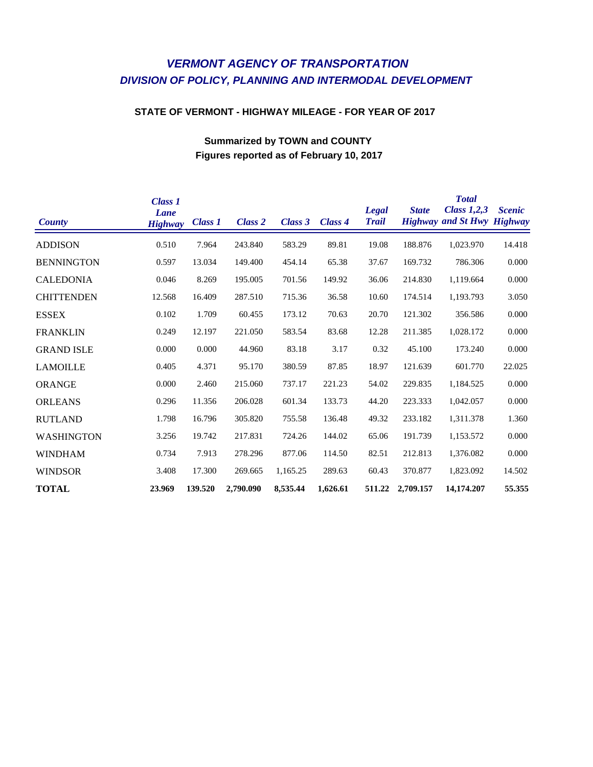# *VERMONT AGENCY OF TRANSPORTATION*

## *DIVISION OF POLICY, PLANNING AND INTERMODAL DEVELOPMENT*

### STATE OF VERMONT - HIGHWAY MILEAGE - FOR YEAR OF 2017

**Summarized by TOWN and COUNTY**

**Figures reported as of February 10, 2017**

| *County* | *Class 1 Lane Highway* | *Class 1* | *Class 2* | *Class 3* | *Class 4* | *Legal Trail* | *State Highway* | *Total Class 1,2,3 and St Hwy* | *Scenic Highway* |
|---|---|---|---|---|---|---|---|---|---|
| ADDISON | 0.510 | 7.964 | 243.840 | 583.29 | 89.81 | 19.08 | 188.876 | 1,023.970 | 14.418 |
| BENNINGTON | 0.597 | 13.034 | 149.400 | 454.14 | 65.38 | 37.67 | 169.732 | 786.306 | 0.000 |
| CALEDONIA | 0.046 | 8.269 | 195.005 | 701.56 | 149.92 | 36.06 | 214.830 | 1,119.664 | 0.000 |
| CHITTENDEN | 12.568 | 16.409 | 287.510 | 715.36 | 36.58 | 10.60 | 174.514 | 1,193.793 | 3.050 |
| ESSEX | 0.102 | 1.709 | 60.455 | 173.12 | 70.63 | 20.70 | 121.302 | 356.586 | 0.000 |
| FRANKLIN | 0.249 | 12.197 | 221.050 | 583.54 | 83.68 | 12.28 | 211.385 | 1,028.172 | 0.000 |
| GRAND ISLE | 0.000 | 0.000 | 44.960 | 83.18 | 3.17 | 0.32 | 45.100 | 173.240 | 0.000 |
| LAMOILLE | 0.405 | 4.371 | 95.170 | 380.59 | 87.85 | 18.97 | 121.639 | 601.770 | 22.025 |
| ORANGE | 0.000 | 2.460 | 215.060 | 737.17 | 221.23 | 54.02 | 229.835 | 1,184.525 | 0.000 |
| ORLEANS | 0.296 | 11.356 | 206.028 | 601.34 | 133.73 | 44.20 | 223.333 | 1,042.057 | 0.000 |
| RUTLAND | 1.798 | 16.796 | 305.820 | 755.58 | 136.48 | 49.32 | 233.182 | 1,311.378 | 1.360 |
| WASHINGTON | 3.256 | 19.742 | 217.831 | 724.26 | 144.02 | 65.06 | 191.739 | 1,153.572 | 0.000 |
| WINDHAM | 0.734 | 7.913 | 278.296 | 877.06 | 114.50 | 82.51 | 212.813 | 1,376.082 | 0.000 |
| WINDSOR | 3.408 | 17.300 | 269.665 | 1,165.25 | 289.63 | 60.43 | 370.877 | 1,823.092 | 14.502 |
| **TOTAL** | **23.969** | **139.520** | **2,790.090** | **8,535.44** | **1,626.61** | **511.22** | **2,709.157** | **14,174.207** | **55.355** |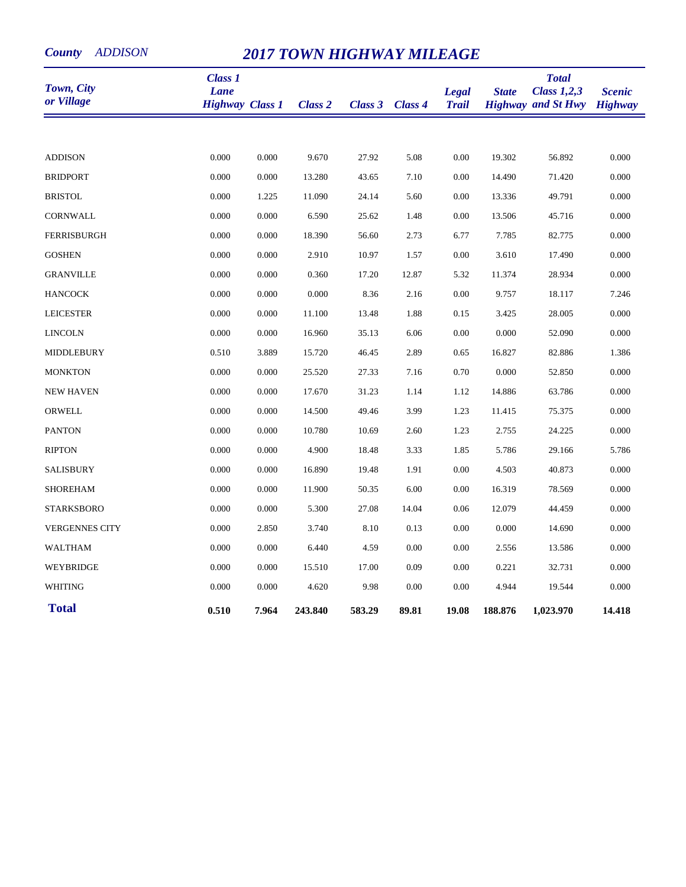**County** *ADDISON*

# 2017 TOWN HIGHWAY MILEAGE

| Town, City or Village | Class 1 Lane Highway | Class 1 | Class 2 | Class 3 | Class 4 | Legal Trail | State Highway | Total Class 1,2,3 and St Hwy | Scenic Highway |
|---|---|---|---|---|---|---|---|---|---|
| ADDISON | 0.000 | 0.000 | 9.670 | 27.92 | 5.08 | 0.00 | 19.302 | 56.892 | 0.000 |
| BRIDPORT | 0.000 | 0.000 | 13.280 | 43.65 | 7.10 | 0.00 | 14.490 | 71.420 | 0.000 |
| BRISTOL | 0.000 | 1.225 | 11.090 | 24.14 | 5.60 | 0.00 | 13.336 | 49.791 | 0.000 |
| CORNWALL | 0.000 | 0.000 | 6.590 | 25.62 | 1.48 | 0.00 | 13.506 | 45.716 | 0.000 |
| FERRISBURGH | 0.000 | 0.000 | 18.390 | 56.60 | 2.73 | 6.77 | 7.785 | 82.775 | 0.000 |
| GOSHEN | 0.000 | 0.000 | 2.910 | 10.97 | 1.57 | 0.00 | 3.610 | 17.490 | 0.000 |
| GRANVILLE | 0.000 | 0.000 | 0.360 | 17.20 | 12.87 | 5.32 | 11.374 | 28.934 | 0.000 |
| HANCOCK | 0.000 | 0.000 | 0.000 | 8.36 | 2.16 | 0.00 | 9.757 | 18.117 | 7.246 |
| LEICESTER | 0.000 | 0.000 | 11.100 | 13.48 | 1.88 | 0.15 | 3.425 | 28.005 | 0.000 |
| LINCOLN | 0.000 | 0.000 | 16.960 | 35.13 | 6.06 | 0.00 | 0.000 | 52.090 | 0.000 |
| MIDDLEBURY | 0.510 | 3.889 | 15.720 | 46.45 | 2.89 | 0.65 | 16.827 | 82.886 | 1.386 |
| MONKTON | 0.000 | 0.000 | 25.520 | 27.33 | 7.16 | 0.70 | 0.000 | 52.850 | 0.000 |
| NEW HAVEN | 0.000 | 0.000 | 17.670 | 31.23 | 1.14 | 1.12 | 14.886 | 63.786 | 0.000 |
| ORWELL | 0.000 | 0.000 | 14.500 | 49.46 | 3.99 | 1.23 | 11.415 | 75.375 | 0.000 |
| PANTON | 0.000 | 0.000 | 10.780 | 10.69 | 2.60 | 1.23 | 2.755 | 24.225 | 0.000 |
| RIPTON | 0.000 | 0.000 | 4.900 | 18.48 | 3.33 | 1.85 | 5.786 | 29.166 | 5.786 |
| SALISBURY | 0.000 | 0.000 | 16.890 | 19.48 | 1.91 | 0.00 | 4.503 | 40.873 | 0.000 |
| SHOREHAM | 0.000 | 0.000 | 11.900 | 50.35 | 6.00 | 0.00 | 16.319 | 78.569 | 0.000 |
| STARKSBORO | 0.000 | 0.000 | 5.300 | 27.08 | 14.04 | 0.06 | 12.079 | 44.459 | 0.000 |
| VERGENNES CITY | 0.000 | 2.850 | 3.740 | 8.10 | 0.13 | 0.00 | 0.000 | 14.690 | 0.000 |
| WALTHAM | 0.000 | 0.000 | 6.440 | 4.59 | 0.00 | 0.00 | 2.556 | 13.586 | 0.000 |
| WEYBRIDGE | 0.000 | 0.000 | 15.510 | 17.00 | 0.09 | 0.00 | 0.221 | 32.731 | 0.000 |
| WHITING | 0.000 | 0.000 | 4.620 | 9.98 | 0.00 | 0.00 | 4.944 | 19.544 | 0.000 |
| **Total** | **0.510** | **7.964** | **243.840** | **583.29** | **89.81** | **19.08** | **188.876** | **1,023.970** | **14.418** |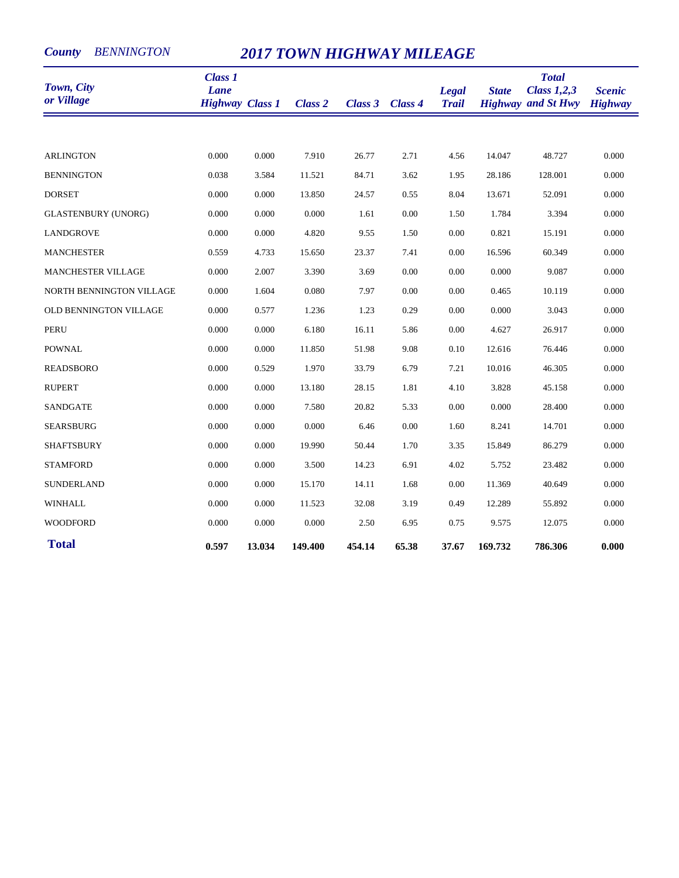**County** *BENNINGTON*

# 2017 TOWN HIGHWAY MILEAGE

| Town, City or Village | Class 1 Lane Highway | Class 1 | Class 2 | Class 3 | Class 4 | Legal Trail | State Highway | Total Class 1,2,3 and St Hwy | Scenic Highway |
|---|---|---|---|---|---|---|---|---|---|
| ARLINGTON | 0.000 | 0.000 | 7.910 | 26.77 | 2.71 | 4.56 | 14.047 | 48.727 | 0.000 |
| BENNINGTON | 0.038 | 3.584 | 11.521 | 84.71 | 3.62 | 1.95 | 28.186 | 128.001 | 0.000 |
| DORSET | 0.000 | 0.000 | 13.850 | 24.57 | 0.55 | 8.04 | 13.671 | 52.091 | 0.000 |
| GLASTENBURY (UNORG) | 0.000 | 0.000 | 0.000 | 1.61 | 0.00 | 1.50 | 1.784 | 3.394 | 0.000 |
| LANDGROVE | 0.000 | 0.000 | 4.820 | 9.55 | 1.50 | 0.00 | 0.821 | 15.191 | 0.000 |
| MANCHESTER | 0.559 | 4.733 | 15.650 | 23.37 | 7.41 | 0.00 | 16.596 | 60.349 | 0.000 |
| MANCHESTER VILLAGE | 0.000 | 2.007 | 3.390 | 3.69 | 0.00 | 0.00 | 0.000 | 9.087 | 0.000 |
| NORTH BENNINGTON VILLAGE | 0.000 | 1.604 | 0.080 | 7.97 | 0.00 | 0.00 | 0.465 | 10.119 | 0.000 |
| OLD BENNINGTON VILLAGE | 0.000 | 0.577 | 1.236 | 1.23 | 0.29 | 0.00 | 0.000 | 3.043 | 0.000 |
| PERU | 0.000 | 0.000 | 6.180 | 16.11 | 5.86 | 0.00 | 4.627 | 26.917 | 0.000 |
| POWNAL | 0.000 | 0.000 | 11.850 | 51.98 | 9.08 | 0.10 | 12.616 | 76.446 | 0.000 |
| READSBORO | 0.000 | 0.529 | 1.970 | 33.79 | 6.79 | 7.21 | 10.016 | 46.305 | 0.000 |
| RUPERT | 0.000 | 0.000 | 13.180 | 28.15 | 1.81 | 4.10 | 3.828 | 45.158 | 0.000 |
| SANDGATE | 0.000 | 0.000 | 7.580 | 20.82 | 5.33 | 0.00 | 0.000 | 28.400 | 0.000 |
| SEARSBURG | 0.000 | 0.000 | 0.000 | 6.46 | 0.00 | 1.60 | 8.241 | 14.701 | 0.000 |
| SHAFTSBURY | 0.000 | 0.000 | 19.990 | 50.44 | 1.70 | 3.35 | 15.849 | 86.279 | 0.000 |
| STAMFORD | 0.000 | 0.000 | 3.500 | 14.23 | 6.91 | 4.02 | 5.752 | 23.482 | 0.000 |
| SUNDERLAND | 0.000 | 0.000 | 15.170 | 14.11 | 1.68 | 0.00 | 11.369 | 40.649 | 0.000 |
| WINHALL | 0.000 | 0.000 | 11.523 | 32.08 | 3.19 | 0.49 | 12.289 | 55.892 | 0.000 |
| WOODFORD | 0.000 | 0.000 | 0.000 | 2.50 | 6.95 | 0.75 | 9.575 | 12.075 | 0.000 |
| **Total** | **0.597** | **13.034** | **149.400** | **454.14** | **65.38** | **37.67** | **169.732** | **786.306** | **0.000** |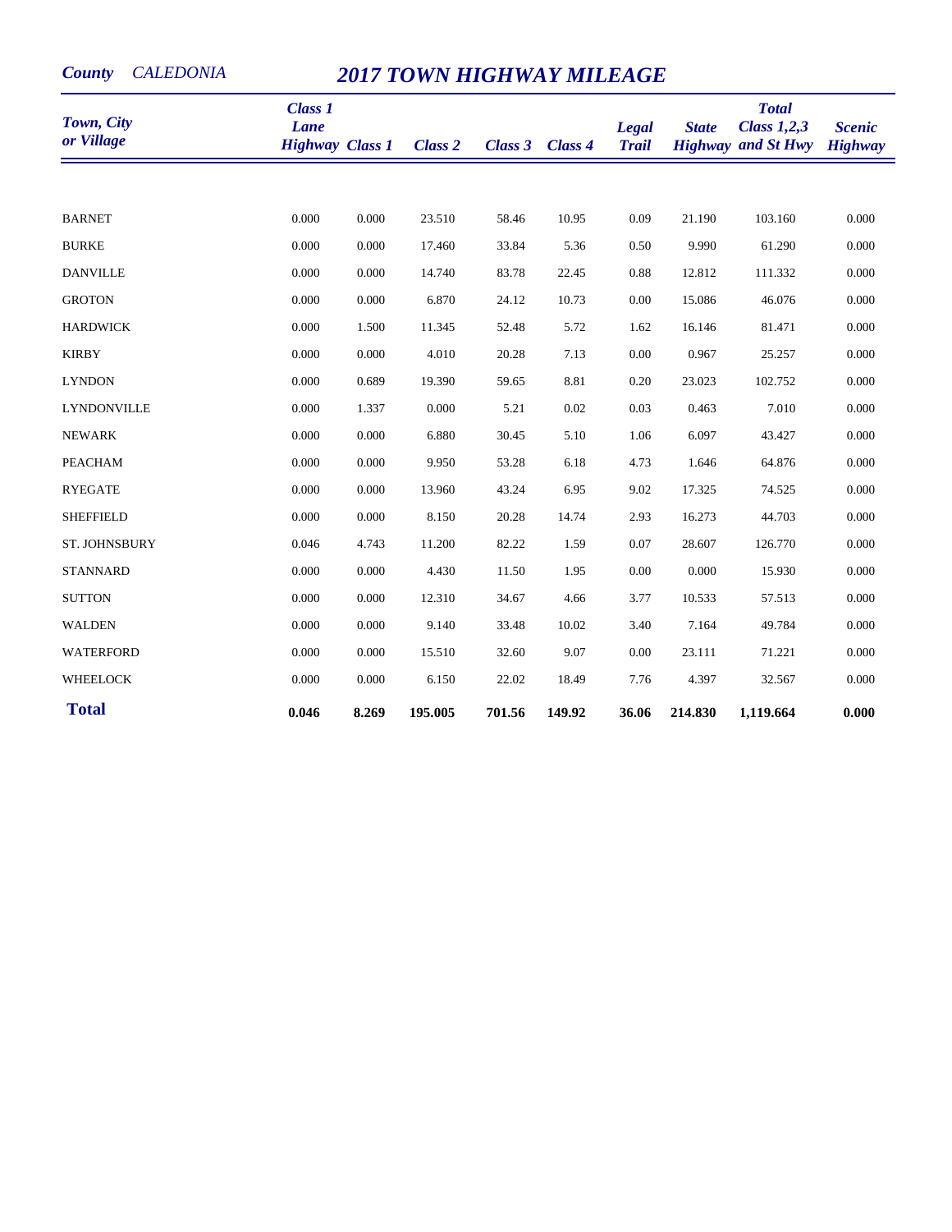**County** *CALEDONIA*

# 2017 TOWN HIGHWAY MILEAGE

| Town, City or Village | Class 1 Lane Highway | Class 1 | Class 2 | Class 3 | Class 4 | Legal Trail | State Highway | Total Class 1,2,3 and St Hwy | Scenic Highway |
|---|---|---|---|---|---|---|---|---|---|
| BARNET | 0.000 | 0.000 | 23.510 | 58.46 | 10.95 | 0.09 | 21.190 | 103.160 | 0.000 |
| BURKE | 0.000 | 0.000 | 17.460 | 33.84 | 5.36 | 0.50 | 9.990 | 61.290 | 0.000 |
| DANVILLE | 0.000 | 0.000 | 14.740 | 83.78 | 22.45 | 0.88 | 12.812 | 111.332 | 0.000 |
| GROTON | 0.000 | 0.000 | 6.870 | 24.12 | 10.73 | 0.00 | 15.086 | 46.076 | 0.000 |
| HARDWICK | 0.000 | 1.500 | 11.345 | 52.48 | 5.72 | 1.62 | 16.146 | 81.471 | 0.000 |
| KIRBY | 0.000 | 0.000 | 4.010 | 20.28 | 7.13 | 0.00 | 0.967 | 25.257 | 0.000 |
| LYNDON | 0.000 | 0.689 | 19.390 | 59.65 | 8.81 | 0.20 | 23.023 | 102.752 | 0.000 |
| LYNDONVILLE | 0.000 | 1.337 | 0.000 | 5.21 | 0.02 | 0.03 | 0.463 | 7.010 | 0.000 |
| NEWARK | 0.000 | 0.000 | 6.880 | 30.45 | 5.10 | 1.06 | 6.097 | 43.427 | 0.000 |
| PEACHAM | 0.000 | 0.000 | 9.950 | 53.28 | 6.18 | 4.73 | 1.646 | 64.876 | 0.000 |
| RYEGATE | 0.000 | 0.000 | 13.960 | 43.24 | 6.95 | 9.02 | 17.325 | 74.525 | 0.000 |
| SHEFFIELD | 0.000 | 0.000 | 8.150 | 20.28 | 14.74 | 2.93 | 16.273 | 44.703 | 0.000 |
| ST. JOHNSBURY | 0.046 | 4.743 | 11.200 | 82.22 | 1.59 | 0.07 | 28.607 | 126.770 | 0.000 |
| STANNARD | 0.000 | 0.000 | 4.430 | 11.50 | 1.95 | 0.00 | 0.000 | 15.930 | 0.000 |
| SUTTON | 0.000 | 0.000 | 12.310 | 34.67 | 4.66 | 3.77 | 10.533 | 57.513 | 0.000 |
| WALDEN | 0.000 | 0.000 | 9.140 | 33.48 | 10.02 | 3.40 | 7.164 | 49.784 | 0.000 |
| WATERFORD | 0.000 | 0.000 | 15.510 | 32.60 | 9.07 | 0.00 | 23.111 | 71.221 | 0.000 |
| WHEELOCK | 0.000 | 0.000 | 6.150 | 22.02 | 18.49 | 7.76 | 4.397 | 32.567 | 0.000 |
| **Total** | **0.046** | **8.269** | **195.005** | **701.56** | **149.92** | **36.06** | **214.830** | **1,119.664** | **0.000** |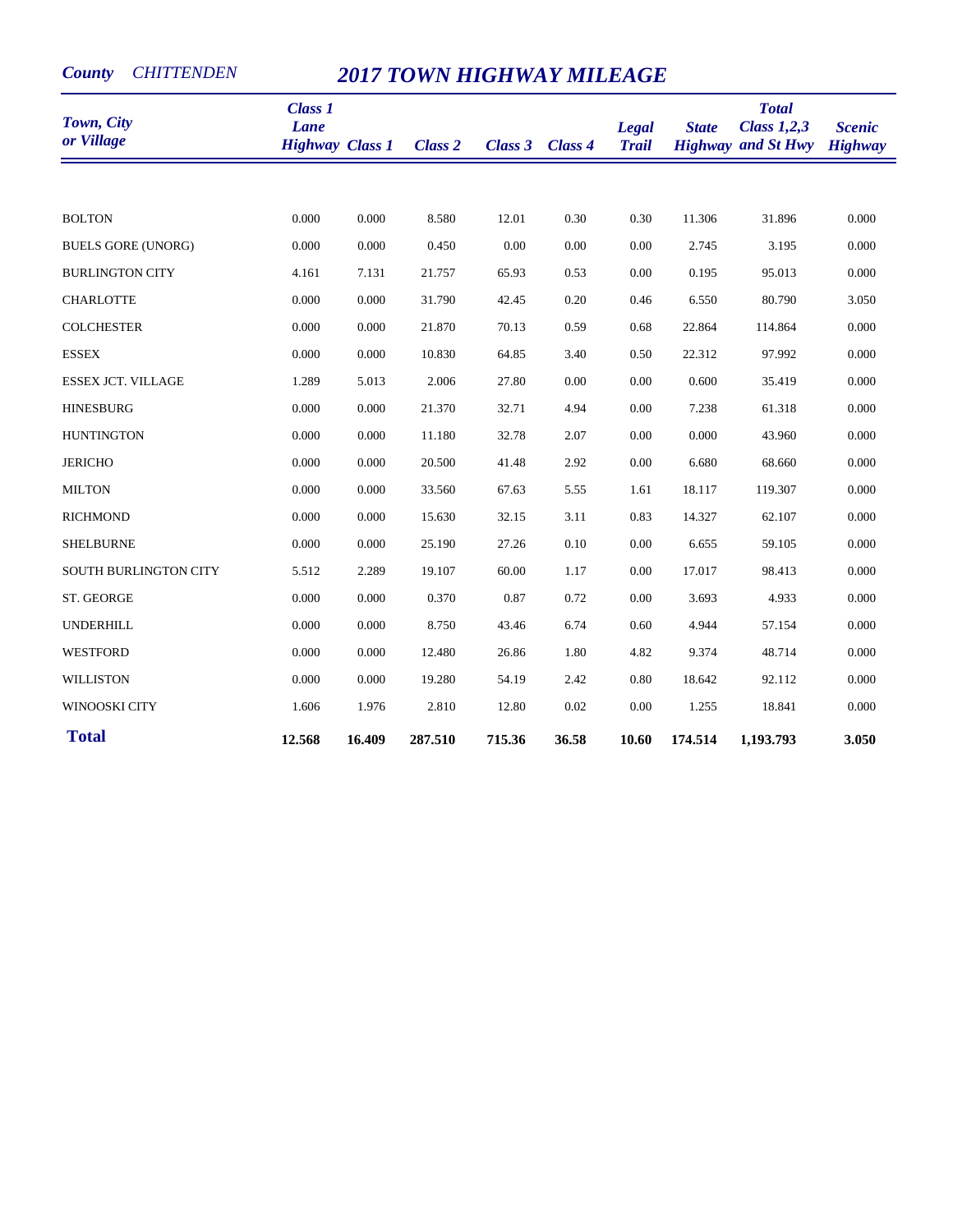**County** *CHITTENDEN*

# *2017 TOWN HIGHWAY MILEAGE*

| *Town, City or Village* | *Class 1 Lane Highway* | *Class 1* | *Class 2* | *Class 3* | *Class 4* | *Legal Trail* | *State Highway* | *Total Class 1,2,3 and St Hwy* | *Scenic Highway* |
|---|---|---|---|---|---|---|---|---|---|
| BOLTON | 0.000 | 0.000 | 8.580 | 12.01 | 0.30 | 0.30 | 11.306 | 31.896 | 0.000 |
| BUELS GORE (UNORG) | 0.000 | 0.000 | 0.450 | 0.00 | 0.00 | 0.00 | 2.745 | 3.195 | 0.000 |
| BURLINGTON CITY | 4.161 | 7.131 | 21.757 | 65.93 | 0.53 | 0.00 | 0.195 | 95.013 | 0.000 |
| CHARLOTTE | 0.000 | 0.000 | 31.790 | 42.45 | 0.20 | 0.46 | 6.550 | 80.790 | 3.050 |
| COLCHESTER | 0.000 | 0.000 | 21.870 | 70.13 | 0.59 | 0.68 | 22.864 | 114.864 | 0.000 |
| ESSEX | 0.000 | 0.000 | 10.830 | 64.85 | 3.40 | 0.50 | 22.312 | 97.992 | 0.000 |
| ESSEX JCT. VILLAGE | 1.289 | 5.013 | 2.006 | 27.80 | 0.00 | 0.00 | 0.600 | 35.419 | 0.000 |
| HINESBURG | 0.000 | 0.000 | 21.370 | 32.71 | 4.94 | 0.00 | 7.238 | 61.318 | 0.000 |
| HUNTINGTON | 0.000 | 0.000 | 11.180 | 32.78 | 2.07 | 0.00 | 0.000 | 43.960 | 0.000 |
| JERICHO | 0.000 | 0.000 | 20.500 | 41.48 | 2.92 | 0.00 | 6.680 | 68.660 | 0.000 |
| MILTON | 0.000 | 0.000 | 33.560 | 67.63 | 5.55 | 1.61 | 18.117 | 119.307 | 0.000 |
| RICHMOND | 0.000 | 0.000 | 15.630 | 32.15 | 3.11 | 0.83 | 14.327 | 62.107 | 0.000 |
| SHELBURNE | 0.000 | 0.000 | 25.190 | 27.26 | 0.10 | 0.00 | 6.655 | 59.105 | 0.000 |
| SOUTH BURLINGTON CITY | 5.512 | 2.289 | 19.107 | 60.00 | 1.17 | 0.00 | 17.017 | 98.413 | 0.000 |
| ST. GEORGE | 0.000 | 0.000 | 0.370 | 0.87 | 0.72 | 0.00 | 3.693 | 4.933 | 0.000 |
| UNDERHILL | 0.000 | 0.000 | 8.750 | 43.46 | 6.74 | 0.60 | 4.944 | 57.154 | 0.000 |
| WESTFORD | 0.000 | 0.000 | 12.480 | 26.86 | 1.80 | 4.82 | 9.374 | 48.714 | 0.000 |
| WILLISTON | 0.000 | 0.000 | 19.280 | 54.19 | 2.42 | 0.80 | 18.642 | 92.112 | 0.000 |
| WINOOSKI CITY | 1.606 | 1.976 | 2.810 | 12.80 | 0.02 | 0.00 | 1.255 | 18.841 | 0.000 |
| **Total** | **12.568** | **16.409** | **287.510** | **715.36** | **36.58** | **10.60** | **174.514** | **1,193.793** | **3.050** |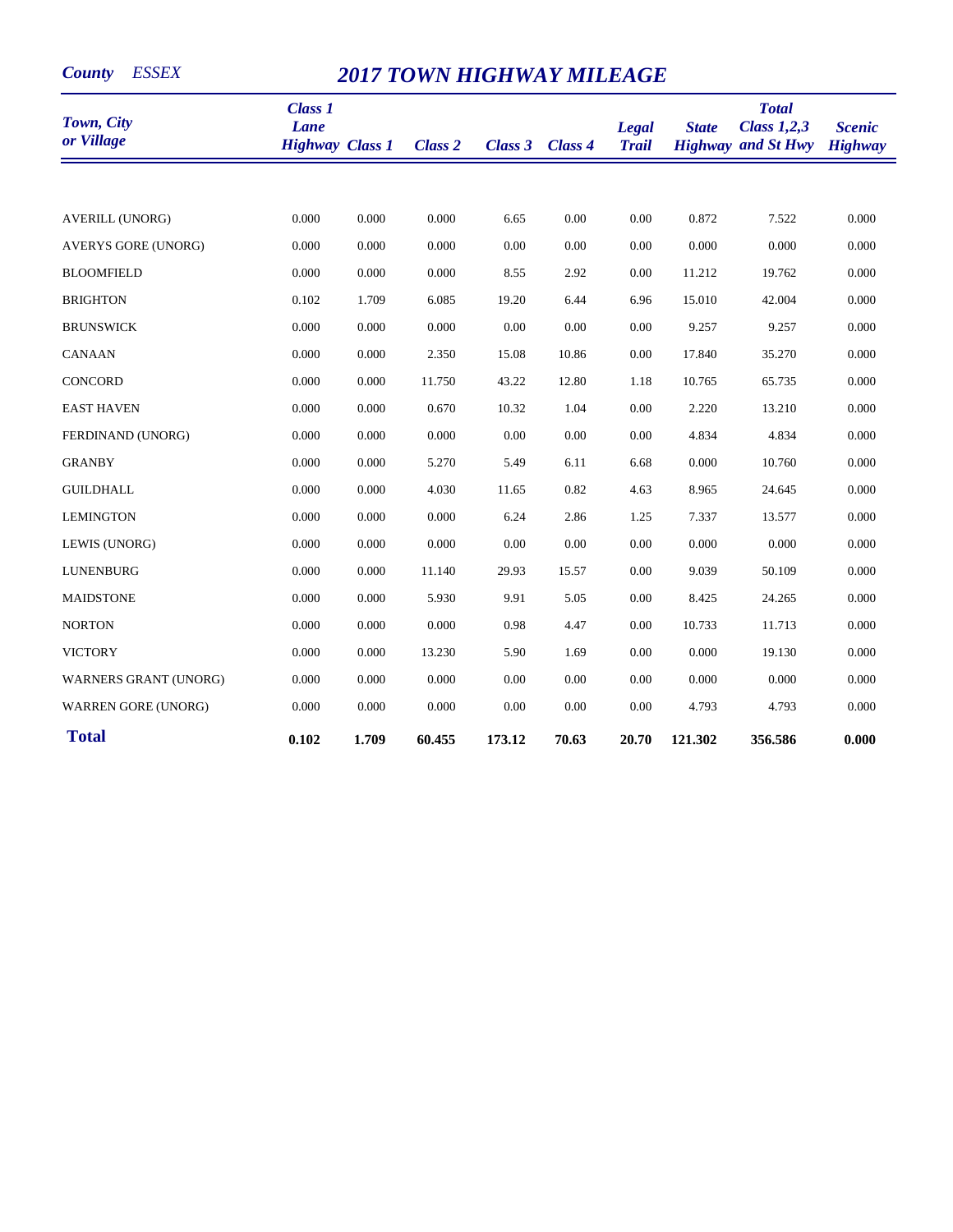**County** *ESSEX*

# *2017 TOWN HIGHWAY MILEAGE*

| Town, City or Village | Class 1 Lane Highway | Class 1 | Class 2 | Class 3 | Class 4 | Legal Trail | State Highway | Total Class 1,2,3 and St Hwy | Scenic Highway |
|---|---|---|---|---|---|---|---|---|---|
| AVERILL (UNORG) | 0.000 | 0.000 | 0.000 | 6.65 | 0.00 | 0.00 | 0.872 | 7.522 | 0.000 |
| AVERYS GORE (UNORG) | 0.000 | 0.000 | 0.000 | 0.00 | 0.00 | 0.00 | 0.000 | 0.000 | 0.000 |
| BLOOMFIELD | 0.000 | 0.000 | 0.000 | 8.55 | 2.92 | 0.00 | 11.212 | 19.762 | 0.000 |
| BRIGHTON | 0.102 | 1.709 | 6.085 | 19.20 | 6.44 | 6.96 | 15.010 | 42.004 | 0.000 |
| BRUNSWICK | 0.000 | 0.000 | 0.000 | 0.00 | 0.00 | 0.00 | 9.257 | 9.257 | 0.000 |
| CANAAN | 0.000 | 0.000 | 2.350 | 15.08 | 10.86 | 0.00 | 17.840 | 35.270 | 0.000 |
| CONCORD | 0.000 | 0.000 | 11.750 | 43.22 | 12.80 | 1.18 | 10.765 | 65.735 | 0.000 |
| EAST HAVEN | 0.000 | 0.000 | 0.670 | 10.32 | 1.04 | 0.00 | 2.220 | 13.210 | 0.000 |
| FERDINAND (UNORG) | 0.000 | 0.000 | 0.000 | 0.00 | 0.00 | 0.00 | 4.834 | 4.834 | 0.000 |
| GRANBY | 0.000 | 0.000 | 5.270 | 5.49 | 6.11 | 6.68 | 0.000 | 10.760 | 0.000 |
| GUILDHALL | 0.000 | 0.000 | 4.030 | 11.65 | 0.82 | 4.63 | 8.965 | 24.645 | 0.000 |
| LEMINGTON | 0.000 | 0.000 | 0.000 | 6.24 | 2.86 | 1.25 | 7.337 | 13.577 | 0.000 |
| LEWIS (UNORG) | 0.000 | 0.000 | 0.000 | 0.00 | 0.00 | 0.00 | 0.000 | 0.000 | 0.000 |
| LUNENBURG | 0.000 | 0.000 | 11.140 | 29.93 | 15.57 | 0.00 | 9.039 | 50.109 | 0.000 |
| MAIDSTONE | 0.000 | 0.000 | 5.930 | 9.91 | 5.05 | 0.00 | 8.425 | 24.265 | 0.000 |
| NORTON | 0.000 | 0.000 | 0.000 | 0.98 | 4.47 | 0.00 | 10.733 | 11.713 | 0.000 |
| VICTORY | 0.000 | 0.000 | 13.230 | 5.90 | 1.69 | 0.00 | 0.000 | 19.130 | 0.000 |
| WARNERS GRANT (UNORG) | 0.000 | 0.000 | 0.000 | 0.00 | 0.00 | 0.00 | 0.000 | 0.000 | 0.000 |
| WARREN GORE (UNORG) | 0.000 | 0.000 | 0.000 | 0.00 | 0.00 | 0.00 | 4.793 | 4.793 | 0.000 |
| **Total** | **0.102** | **1.709** | **60.455** | **173.12** | **70.63** | **20.70** | **121.302** | **356.586** | **0.000** |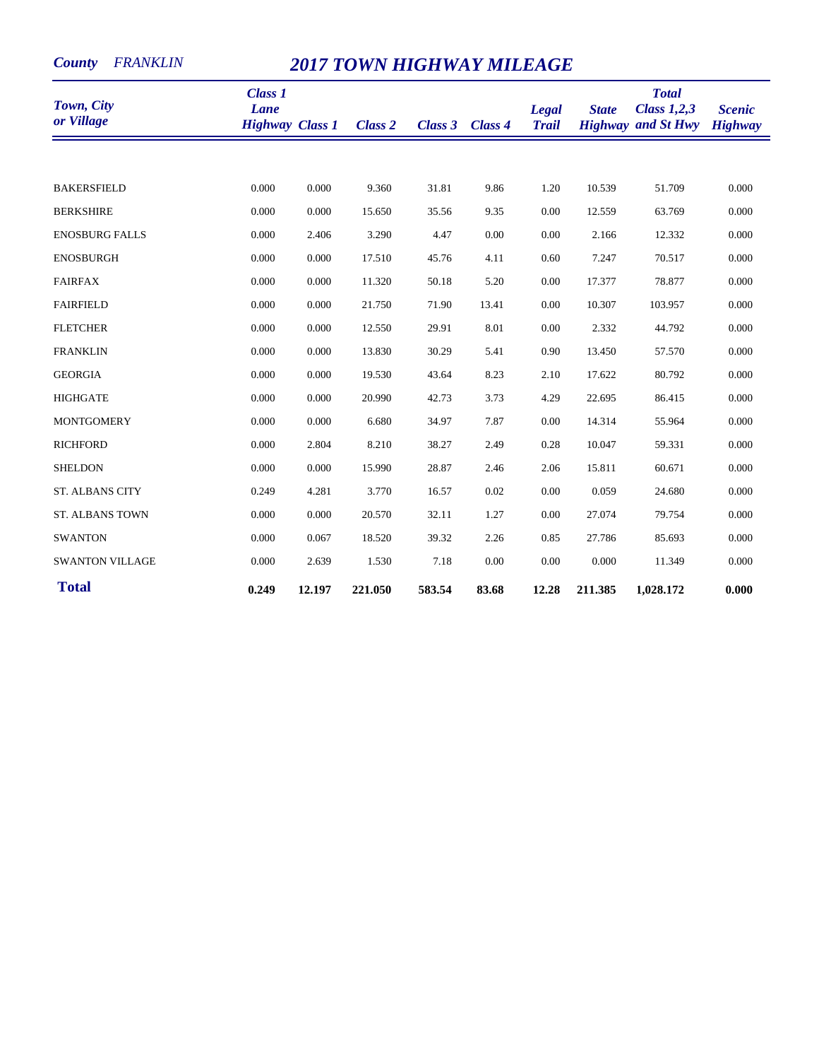**County** *FRANKLIN*

# *2017 TOWN HIGHWAY MILEAGE*

| Town, City or Village | Class 1 Lane Highway | Class 1 | Class 2 | Class 3 | Class 4 | Legal Trail | State Highway | Total Class 1,2,3 and St Hwy | Scenic Highway |
|---|---|---|---|---|---|---|---|---|---|
| BAKERSFIELD | 0.000 | 0.000 | 9.360 | 31.81 | 9.86 | 1.20 | 10.539 | 51.709 | 0.000 |
| BERKSHIRE | 0.000 | 0.000 | 15.650 | 35.56 | 9.35 | 0.00 | 12.559 | 63.769 | 0.000 |
| ENOSBURG FALLS | 0.000 | 2.406 | 3.290 | 4.47 | 0.00 | 0.00 | 2.166 | 12.332 | 0.000 |
| ENOSBURGH | 0.000 | 0.000 | 17.510 | 45.76 | 4.11 | 0.60 | 7.247 | 70.517 | 0.000 |
| FAIRFAX | 0.000 | 0.000 | 11.320 | 50.18 | 5.20 | 0.00 | 17.377 | 78.877 | 0.000 |
| FAIRFIELD | 0.000 | 0.000 | 21.750 | 71.90 | 13.41 | 0.00 | 10.307 | 103.957 | 0.000 |
| FLETCHER | 0.000 | 0.000 | 12.550 | 29.91 | 8.01 | 0.00 | 2.332 | 44.792 | 0.000 |
| FRANKLIN | 0.000 | 0.000 | 13.830 | 30.29 | 5.41 | 0.90 | 13.450 | 57.570 | 0.000 |
| GEORGIA | 0.000 | 0.000 | 19.530 | 43.64 | 8.23 | 2.10 | 17.622 | 80.792 | 0.000 |
| HIGHGATE | 0.000 | 0.000 | 20.990 | 42.73 | 3.73 | 4.29 | 22.695 | 86.415 | 0.000 |
| MONTGOMERY | 0.000 | 0.000 | 6.680 | 34.97 | 7.87 | 0.00 | 14.314 | 55.964 | 0.000 |
| RICHFORD | 0.000 | 2.804 | 8.210 | 38.27 | 2.49 | 0.28 | 10.047 | 59.331 | 0.000 |
| SHELDON | 0.000 | 0.000 | 15.990 | 28.87 | 2.46 | 2.06 | 15.811 | 60.671 | 0.000 |
| ST. ALBANS CITY | 0.249 | 4.281 | 3.770 | 16.57 | 0.02 | 0.00 | 0.059 | 24.680 | 0.000 |
| ST. ALBANS TOWN | 0.000 | 0.000 | 20.570 | 32.11 | 1.27 | 0.00 | 27.074 | 79.754 | 0.000 |
| SWANTON | 0.000 | 0.067 | 18.520 | 39.32 | 2.26 | 0.85 | 27.786 | 85.693 | 0.000 |
| SWANTON VILLAGE | 0.000 | 2.639 | 1.530 | 7.18 | 0.00 | 0.00 | 0.000 | 11.349 | 0.000 |
| **Total** | **0.249** | **12.197** | **221.050** | **583.54** | **83.68** | **12.28** | **211.385** | **1,028.172** | **0.000** |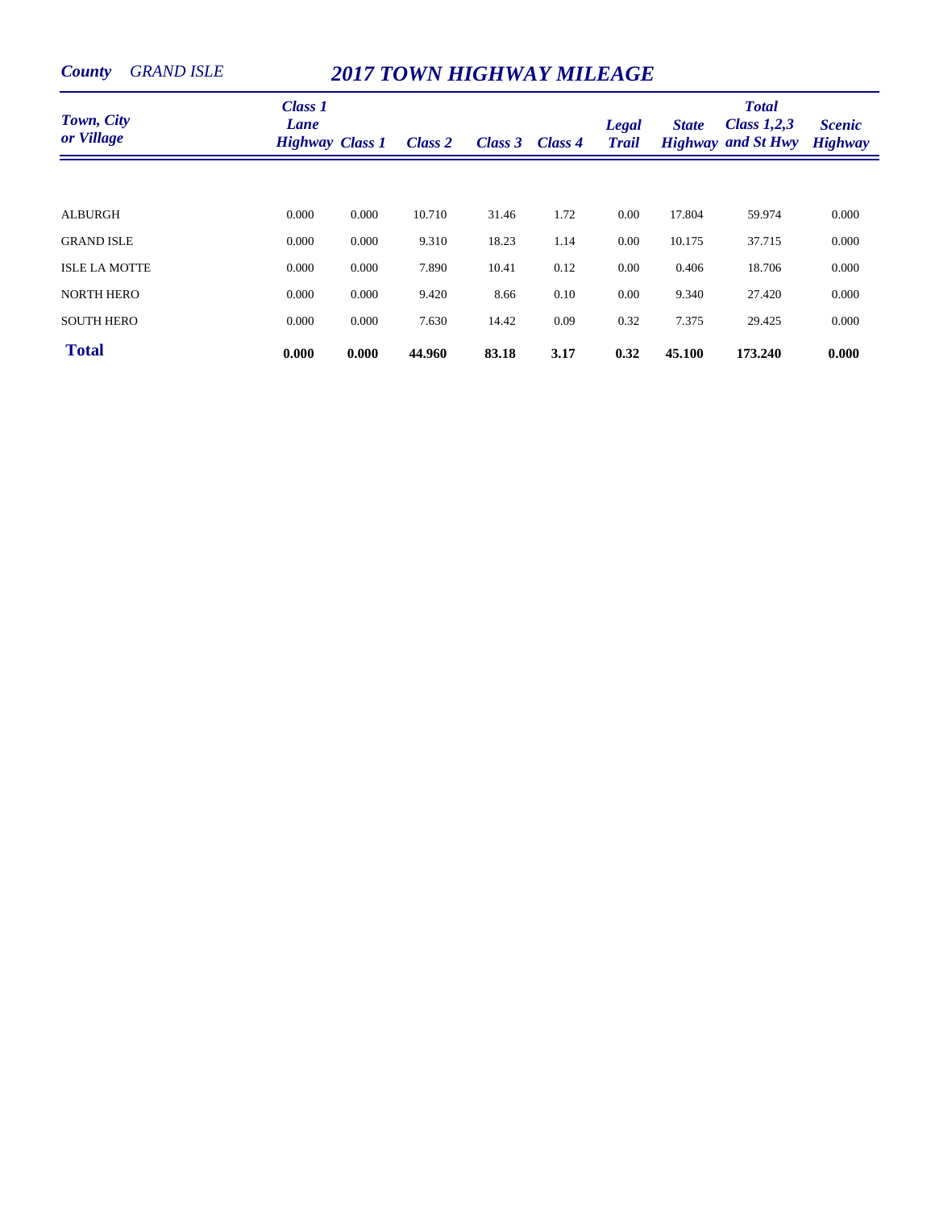*County* *GRAND ISLE*

## *2017 TOWN HIGHWAY MILEAGE*

| *Town, City or Village* | *Class 1 Lane Highway* | *Class 1* | *Class 2* | *Class 3* | *Class 4* | *Legal Trail* | *State Highway* | *Total Class 1,2,3 and St Hwy* | *Scenic Highway* |
|---|---|---|---|---|---|---|---|---|---|
| ALBURGH | 0.000 | 0.000 | 10.710 | 31.46 | 1.72 | 0.00 | 17.804 | 59.974 | 0.000 |
| GRAND ISLE | 0.000 | 0.000 | 9.310 | 18.23 | 1.14 | 0.00 | 10.175 | 37.715 | 0.000 |
| ISLE LA MOTTE | 0.000 | 0.000 | 7.890 | 10.41 | 0.12 | 0.00 | 0.406 | 18.706 | 0.000 |
| NORTH HERO | 0.000 | 0.000 | 9.420 | 8.66 | 0.10 | 0.00 | 9.340 | 27.420 | 0.000 |
| SOUTH HERO | 0.000 | 0.000 | 7.630 | 14.42 | 0.09 | 0.32 | 7.375 | 29.425 | 0.000 |
| **Total** | **0.000** | **0.000** | **44.960** | **83.18** | **3.17** | **0.32** | **45.100** | **173.240** | **0.000** |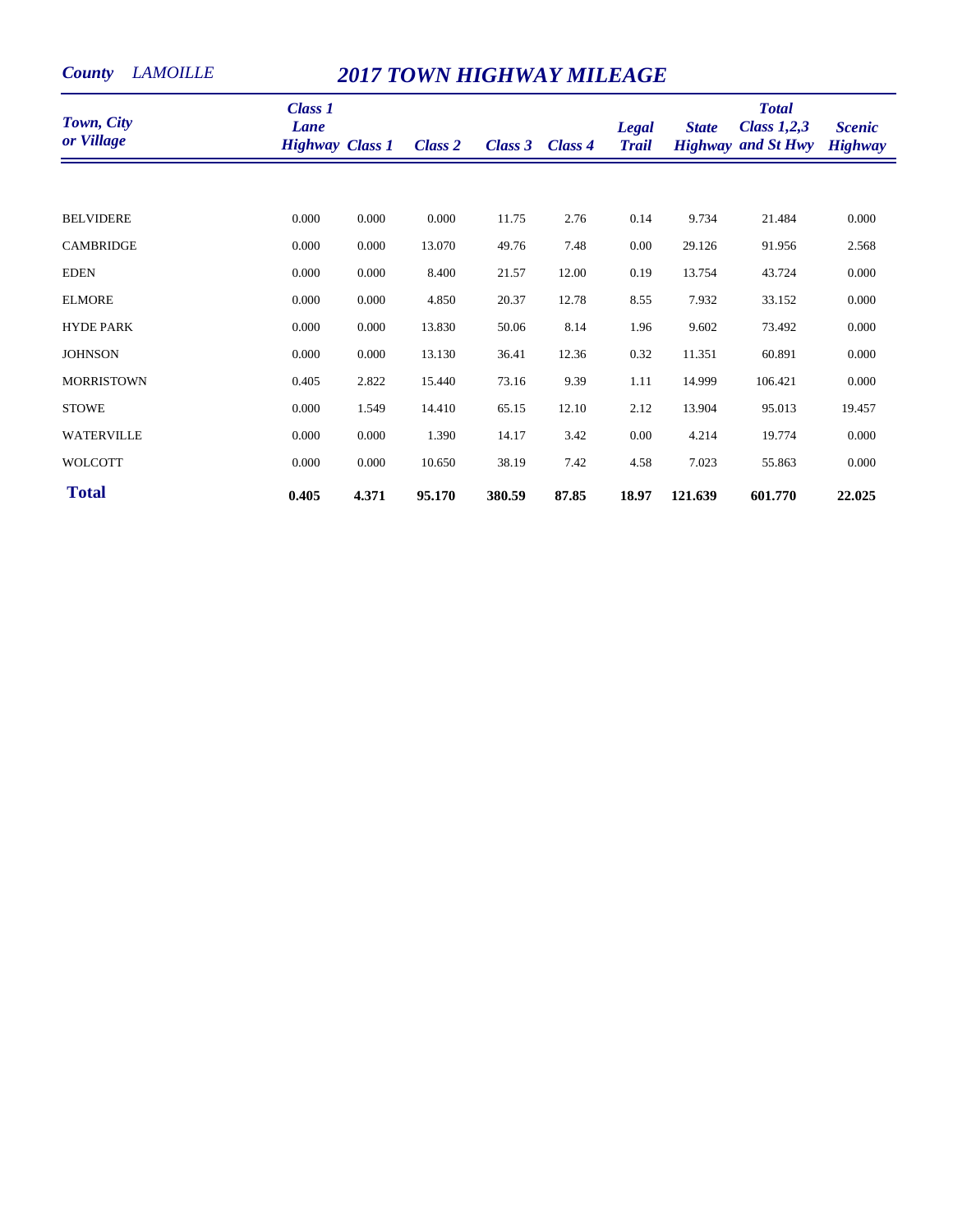**County** *LAMOILLE*

# *2017 TOWN HIGHWAY MILEAGE*

| Town, City or Village | Class 1 Lane Highway | Class 1 | Class 2 | Class 3 | Class 4 | Legal Trail | State Highway | Total Class 1,2,3 and St Hwy | Scenic Highway |
|---|---|---|---|---|---|---|---|---|---|
| BELVIDERE | 0.000 | 0.000 | 0.000 | 11.75 | 2.76 | 0.14 | 9.734 | 21.484 | 0.000 |
| CAMBRIDGE | 0.000 | 0.000 | 13.070 | 49.76 | 7.48 | 0.00 | 29.126 | 91.956 | 2.568 |
| EDEN | 0.000 | 0.000 | 8.400 | 21.57 | 12.00 | 0.19 | 13.754 | 43.724 | 0.000 |
| ELMORE | 0.000 | 0.000 | 4.850 | 20.37 | 12.78 | 8.55 | 7.932 | 33.152 | 0.000 |
| HYDE PARK | 0.000 | 0.000 | 13.830 | 50.06 | 8.14 | 1.96 | 9.602 | 73.492 | 0.000 |
| JOHNSON | 0.000 | 0.000 | 13.130 | 36.41 | 12.36 | 0.32 | 11.351 | 60.891 | 0.000 |
| MORRISTOWN | 0.405 | 2.822 | 15.440 | 73.16 | 9.39 | 1.11 | 14.999 | 106.421 | 0.000 |
| STOWE | 0.000 | 1.549 | 14.410 | 65.15 | 12.10 | 2.12 | 13.904 | 95.013 | 19.457 |
| WATERVILLE | 0.000 | 0.000 | 1.390 | 14.17 | 3.42 | 0.00 | 4.214 | 19.774 | 0.000 |
| WOLCOTT | 0.000 | 0.000 | 10.650 | 38.19 | 7.42 | 4.58 | 7.023 | 55.863 | 0.000 |
| **Total** | **0.405** | **4.371** | **95.170** | **380.59** | **87.85** | **18.97** | **121.639** | **601.770** | **22.025** |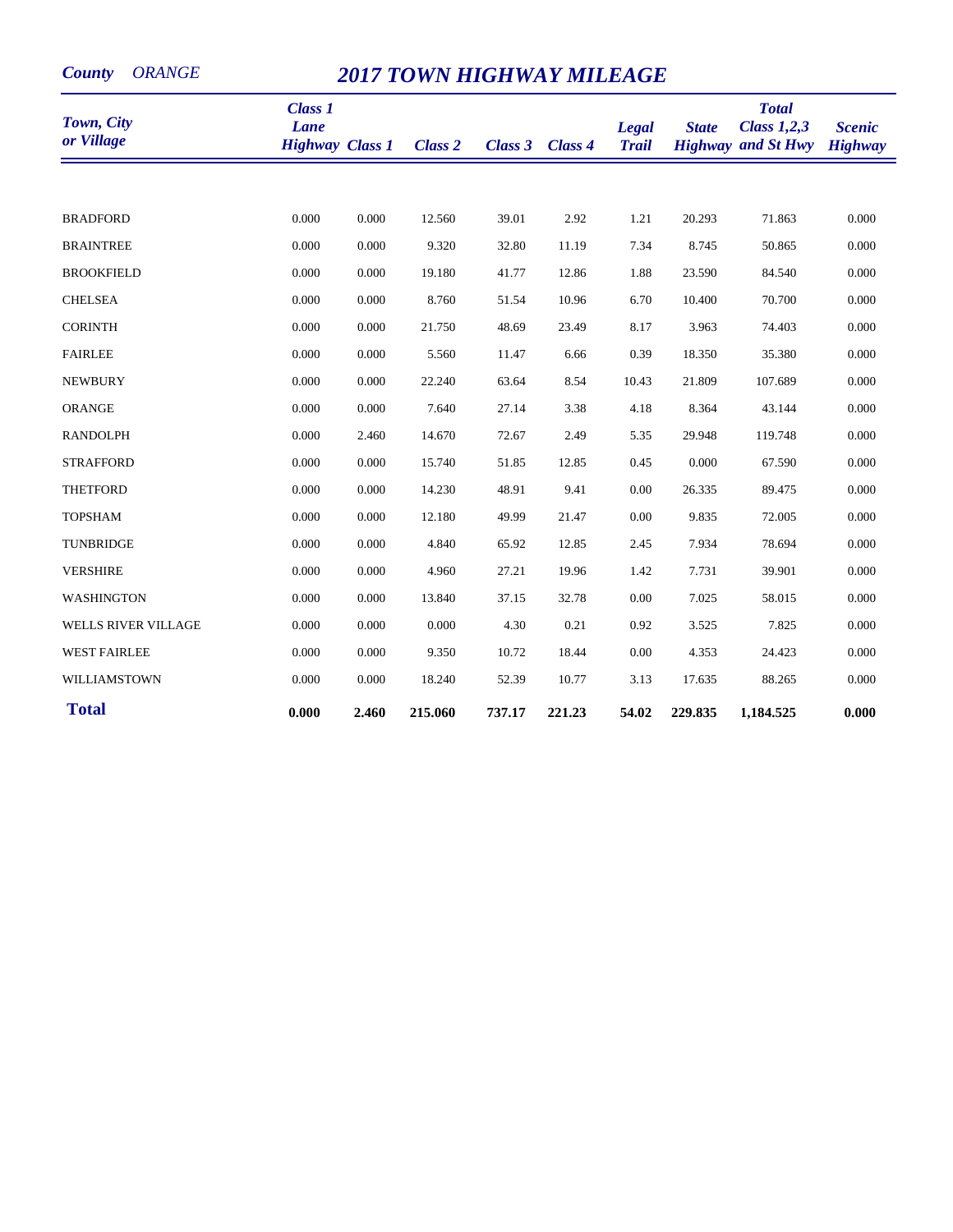**County** *ORANGE*

# *2017 TOWN HIGHWAY MILEAGE*

| Town, City or Village | Class 1 Lane Highway | Class 1 | Class 2 | Class 3 | Class 4 | Legal Trail | State Highway | Total Class 1,2,3 and St Hwy | Scenic Highway |
|---|---|---|---|---|---|---|---|---|---|
| BRADFORD | 0.000 | 0.000 | 12.560 | 39.01 | 2.92 | 1.21 | 20.293 | 71.863 | 0.000 |
| BRAINTREE | 0.000 | 0.000 | 9.320 | 32.80 | 11.19 | 7.34 | 8.745 | 50.865 | 0.000 |
| BROOKFIELD | 0.000 | 0.000 | 19.180 | 41.77 | 12.86 | 1.88 | 23.590 | 84.540 | 0.000 |
| CHELSEA | 0.000 | 0.000 | 8.760 | 51.54 | 10.96 | 6.70 | 10.400 | 70.700 | 0.000 |
| CORINTH | 0.000 | 0.000 | 21.750 | 48.69 | 23.49 | 8.17 | 3.963 | 74.403 | 0.000 |
| FAIRLEE | 0.000 | 0.000 | 5.560 | 11.47 | 6.66 | 0.39 | 18.350 | 35.380 | 0.000 |
| NEWBURY | 0.000 | 0.000 | 22.240 | 63.64 | 8.54 | 10.43 | 21.809 | 107.689 | 0.000 |
| ORANGE | 0.000 | 0.000 | 7.640 | 27.14 | 3.38 | 4.18 | 8.364 | 43.144 | 0.000 |
| RANDOLPH | 0.000 | 2.460 | 14.670 | 72.67 | 2.49 | 5.35 | 29.948 | 119.748 | 0.000 |
| STRAFFORD | 0.000 | 0.000 | 15.740 | 51.85 | 12.85 | 0.45 | 0.000 | 67.590 | 0.000 |
| THETFORD | 0.000 | 0.000 | 14.230 | 48.91 | 9.41 | 0.00 | 26.335 | 89.475 | 0.000 |
| TOPSHAM | 0.000 | 0.000 | 12.180 | 49.99 | 21.47 | 0.00 | 9.835 | 72.005 | 0.000 |
| TUNBRIDGE | 0.000 | 0.000 | 4.840 | 65.92 | 12.85 | 2.45 | 7.934 | 78.694 | 0.000 |
| VERSHIRE | 0.000 | 0.000 | 4.960 | 27.21 | 19.96 | 1.42 | 7.731 | 39.901 | 0.000 |
| WASHINGTON | 0.000 | 0.000 | 13.840 | 37.15 | 32.78 | 0.00 | 7.025 | 58.015 | 0.000 |
| WELLS RIVER VILLAGE | 0.000 | 0.000 | 0.000 | 4.30 | 0.21 | 0.92 | 3.525 | 7.825 | 0.000 |
| WEST FAIRLEE | 0.000 | 0.000 | 9.350 | 10.72 | 18.44 | 0.00 | 4.353 | 24.423 | 0.000 |
| WILLIAMSTOWN | 0.000 | 0.000 | 18.240 | 52.39 | 10.77 | 3.13 | 17.635 | 88.265 | 0.000 |
| **Total** | **0.000** | **2.460** | **215.060** | **737.17** | **221.23** | **54.02** | **229.835** | **1,184.525** | **0.000** |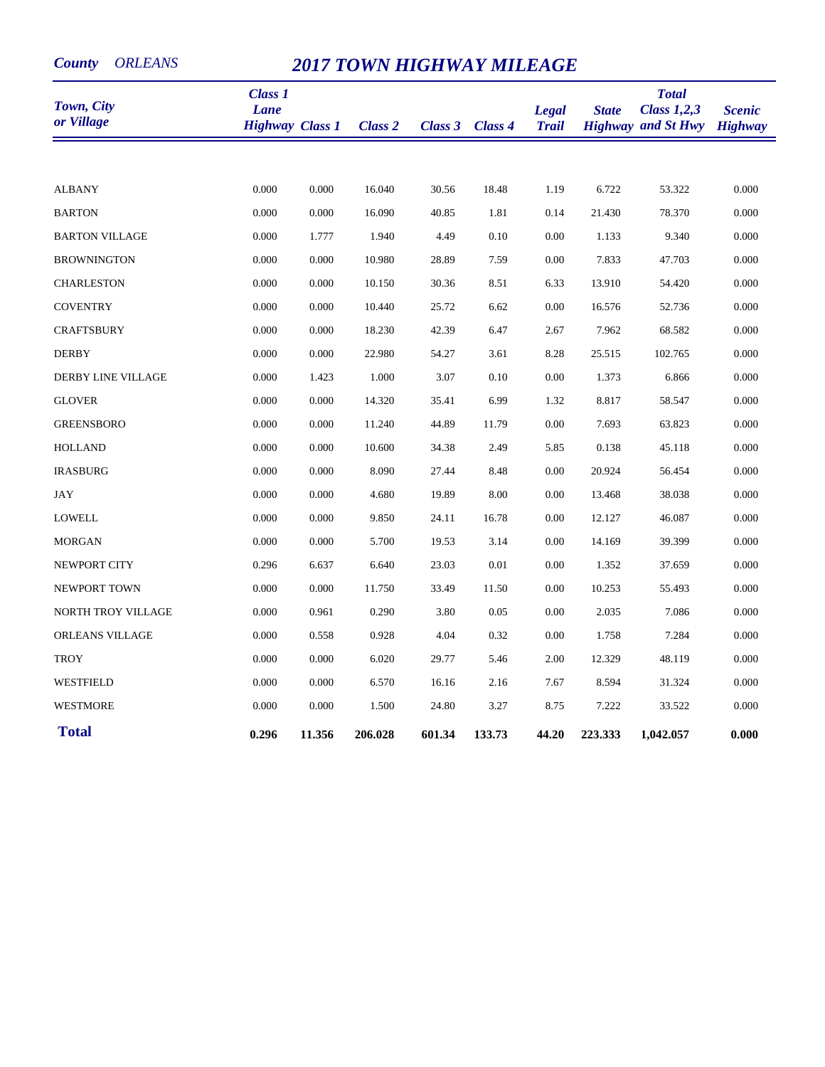*County* *ORLEANS*

# *2017 TOWN HIGHWAY MILEAGE*

| *Town, City or Village* | *Class 1 Lane Highway* | *Class 1* | *Class 2* | *Class 3* | *Class 4* | *Legal Trail* | *State Highway* | *Total Class 1,2,3 and St Hwy* | *Scenic Highway* |
|---|---|---|---|---|---|---|---|---|---|
| ALBANY | 0.000 | 0.000 | 16.040 | 30.56 | 18.48 | 1.19 | 6.722 | 53.322 | 0.000 |
| BARTON | 0.000 | 0.000 | 16.090 | 40.85 | 1.81 | 0.14 | 21.430 | 78.370 | 0.000 |
| BARTON VILLAGE | 0.000 | 1.777 | 1.940 | 4.49 | 0.10 | 0.00 | 1.133 | 9.340 | 0.000 |
| BROWNINGTON | 0.000 | 0.000 | 10.980 | 28.89 | 7.59 | 0.00 | 7.833 | 47.703 | 0.000 |
| CHARLESTON | 0.000 | 0.000 | 10.150 | 30.36 | 8.51 | 6.33 | 13.910 | 54.420 | 0.000 |
| COVENTRY | 0.000 | 0.000 | 10.440 | 25.72 | 6.62 | 0.00 | 16.576 | 52.736 | 0.000 |
| CRAFTSBURY | 0.000 | 0.000 | 18.230 | 42.39 | 6.47 | 2.67 | 7.962 | 68.582 | 0.000 |
| DERBY | 0.000 | 0.000 | 22.980 | 54.27 | 3.61 | 8.28 | 25.515 | 102.765 | 0.000 |
| DERBY LINE VILLAGE | 0.000 | 1.423 | 1.000 | 3.07 | 0.10 | 0.00 | 1.373 | 6.866 | 0.000 |
| GLOVER | 0.000 | 0.000 | 14.320 | 35.41 | 6.99 | 1.32 | 8.817 | 58.547 | 0.000 |
| GREENSBORO | 0.000 | 0.000 | 11.240 | 44.89 | 11.79 | 0.00 | 7.693 | 63.823 | 0.000 |
| HOLLAND | 0.000 | 0.000 | 10.600 | 34.38 | 2.49 | 5.85 | 0.138 | 45.118 | 0.000 |
| IRASBURG | 0.000 | 0.000 | 8.090 | 27.44 | 8.48 | 0.00 | 20.924 | 56.454 | 0.000 |
| JAY | 0.000 | 0.000 | 4.680 | 19.89 | 8.00 | 0.00 | 13.468 | 38.038 | 0.000 |
| LOWELL | 0.000 | 0.000 | 9.850 | 24.11 | 16.78 | 0.00 | 12.127 | 46.087 | 0.000 |
| MORGAN | 0.000 | 0.000 | 5.700 | 19.53 | 3.14 | 0.00 | 14.169 | 39.399 | 0.000 |
| NEWPORT CITY | 0.296 | 6.637 | 6.640 | 23.03 | 0.01 | 0.00 | 1.352 | 37.659 | 0.000 |
| NEWPORT TOWN | 0.000 | 0.000 | 11.750 | 33.49 | 11.50 | 0.00 | 10.253 | 55.493 | 0.000 |
| NORTH TROY VILLAGE | 0.000 | 0.961 | 0.290 | 3.80 | 0.05 | 0.00 | 2.035 | 7.086 | 0.000 |
| ORLEANS VILLAGE | 0.000 | 0.558 | 0.928 | 4.04 | 0.32 | 0.00 | 1.758 | 7.284 | 0.000 |
| TROY | 0.000 | 0.000 | 6.020 | 29.77 | 5.46 | 2.00 | 12.329 | 48.119 | 0.000 |
| WESTFIELD | 0.000 | 0.000 | 6.570 | 16.16 | 2.16 | 7.67 | 8.594 | 31.324 | 0.000 |
| WESTMORE | 0.000 | 0.000 | 1.500 | 24.80 | 3.27 | 8.75 | 7.222 | 33.522 | 0.000 |
| **Total** | **0.296** | **11.356** | **206.028** | **601.34** | **133.73** | **44.20** | **223.333** | **1,042.057** | **0.000** |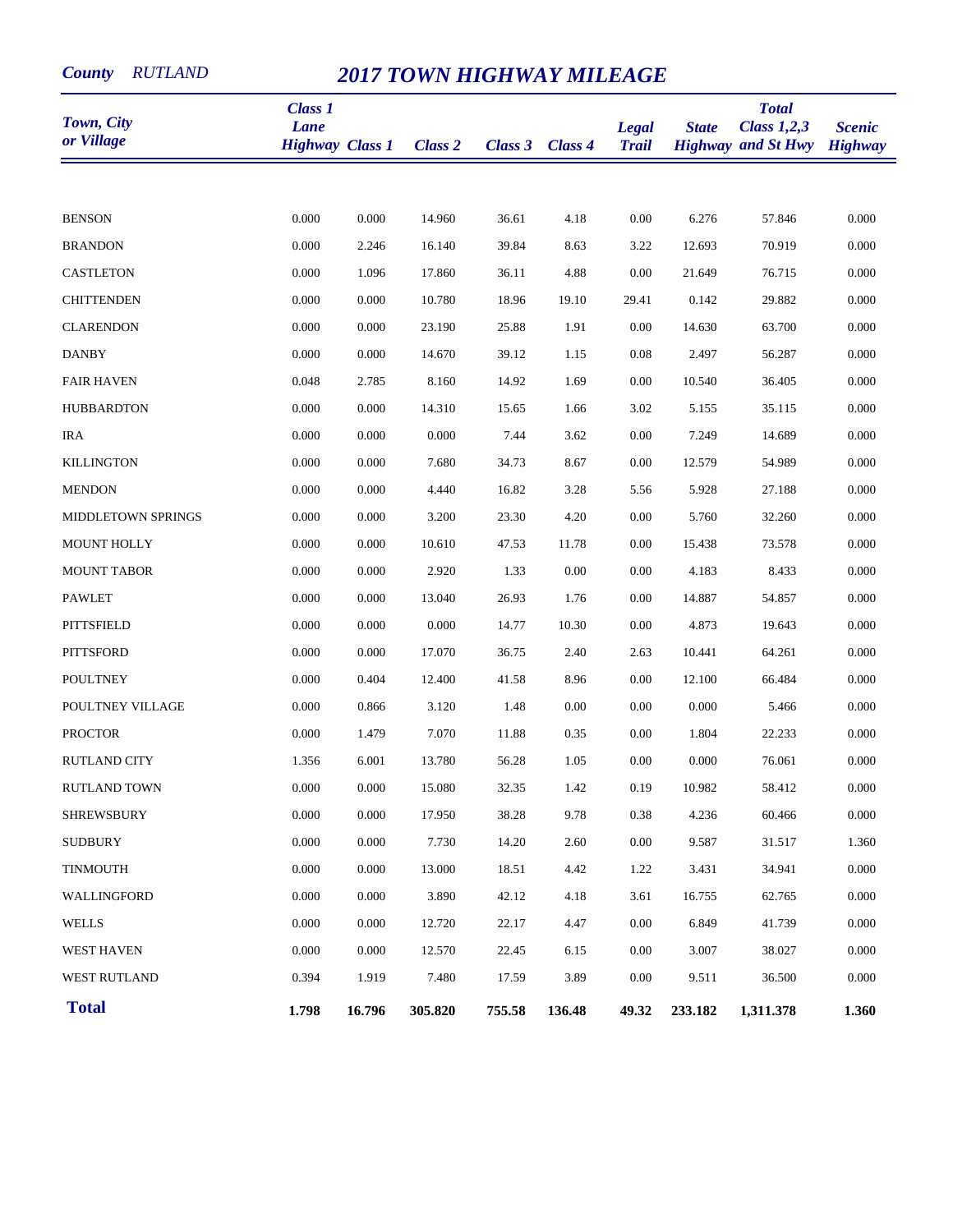**County** *RUTLAND*

# 2017 TOWN HIGHWAY MILEAGE

| Town, City or Village | Class 1 Lane Highway | Class 1 | Class 2 | Class 3 | Class 4 | Legal Trail | State Highway | Total Class 1,2,3 and St Hwy | Scenic Highway |
|---|---|---|---|---|---|---|---|---|---|
| BENSON | 0.000 | 0.000 | 14.960 | 36.61 | 4.18 | 0.00 | 6.276 | 57.846 | 0.000 |
| BRANDON | 0.000 | 2.246 | 16.140 | 39.84 | 8.63 | 3.22 | 12.693 | 70.919 | 0.000 |
| CASTLETON | 0.000 | 1.096 | 17.860 | 36.11 | 4.88 | 0.00 | 21.649 | 76.715 | 0.000 |
| CHITTENDEN | 0.000 | 0.000 | 10.780 | 18.96 | 19.10 | 29.41 | 0.142 | 29.882 | 0.000 |
| CLARENDON | 0.000 | 0.000 | 23.190 | 25.88 | 1.91 | 0.00 | 14.630 | 63.700 | 0.000 |
| DANBY | 0.000 | 0.000 | 14.670 | 39.12 | 1.15 | 0.08 | 2.497 | 56.287 | 0.000 |
| FAIR HAVEN | 0.048 | 2.785 | 8.160 | 14.92 | 1.69 | 0.00 | 10.540 | 36.405 | 0.000 |
| HUBBARDTON | 0.000 | 0.000 | 14.310 | 15.65 | 1.66 | 3.02 | 5.155 | 35.115 | 0.000 |
| IRA | 0.000 | 0.000 | 0.000 | 7.44 | 3.62 | 0.00 | 7.249 | 14.689 | 0.000 |
| KILLINGTON | 0.000 | 0.000 | 7.680 | 34.73 | 8.67 | 0.00 | 12.579 | 54.989 | 0.000 |
| MENDON | 0.000 | 0.000 | 4.440 | 16.82 | 3.28 | 5.56 | 5.928 | 27.188 | 0.000 |
| MIDDLETOWN SPRINGS | 0.000 | 0.000 | 3.200 | 23.30 | 4.20 | 0.00 | 5.760 | 32.260 | 0.000 |
| MOUNT HOLLY | 0.000 | 0.000 | 10.610 | 47.53 | 11.78 | 0.00 | 15.438 | 73.578 | 0.000 |
| MOUNT TABOR | 0.000 | 0.000 | 2.920 | 1.33 | 0.00 | 0.00 | 4.183 | 8.433 | 0.000 |
| PAWLET | 0.000 | 0.000 | 13.040 | 26.93 | 1.76 | 0.00 | 14.887 | 54.857 | 0.000 |
| PITTSFIELD | 0.000 | 0.000 | 0.000 | 14.77 | 10.30 | 0.00 | 4.873 | 19.643 | 0.000 |
| PITTSFORD | 0.000 | 0.000 | 17.070 | 36.75 | 2.40 | 2.63 | 10.441 | 64.261 | 0.000 |
| POULTNEY | 0.000 | 0.404 | 12.400 | 41.58 | 8.96 | 0.00 | 12.100 | 66.484 | 0.000 |
| POULTNEY VILLAGE | 0.000 | 0.866 | 3.120 | 1.48 | 0.00 | 0.00 | 0.000 | 5.466 | 0.000 |
| PROCTOR | 0.000 | 1.479 | 7.070 | 11.88 | 0.35 | 0.00 | 1.804 | 22.233 | 0.000 |
| RUTLAND CITY | 1.356 | 6.001 | 13.780 | 56.28 | 1.05 | 0.00 | 0.000 | 76.061 | 0.000 |
| RUTLAND TOWN | 0.000 | 0.000 | 15.080 | 32.35 | 1.42 | 0.19 | 10.982 | 58.412 | 0.000 |
| SHREWSBURY | 0.000 | 0.000 | 17.950 | 38.28 | 9.78 | 0.38 | 4.236 | 60.466 | 0.000 |
| SUDBURY | 0.000 | 0.000 | 7.730 | 14.20 | 2.60 | 0.00 | 9.587 | 31.517 | 1.360 |
| TINMOUTH | 0.000 | 0.000 | 13.000 | 18.51 | 4.42 | 1.22 | 3.431 | 34.941 | 0.000 |
| WALLINGFORD | 0.000 | 0.000 | 3.890 | 42.12 | 4.18 | 3.61 | 16.755 | 62.765 | 0.000 |
| WELLS | 0.000 | 0.000 | 12.720 | 22.17 | 4.47 | 0.00 | 6.849 | 41.739 | 0.000 |
| WEST HAVEN | 0.000 | 0.000 | 12.570 | 22.45 | 6.15 | 0.00 | 3.007 | 38.027 | 0.000 |
| WEST RUTLAND | 0.394 | 1.919 | 7.480 | 17.59 | 3.89 | 0.00 | 9.511 | 36.500 | 0.000 |
| **Total** | **1.798** | **16.796** | **305.820** | **755.58** | **136.48** | **49.32** | **233.182** | **1,311.378** | **1.360** |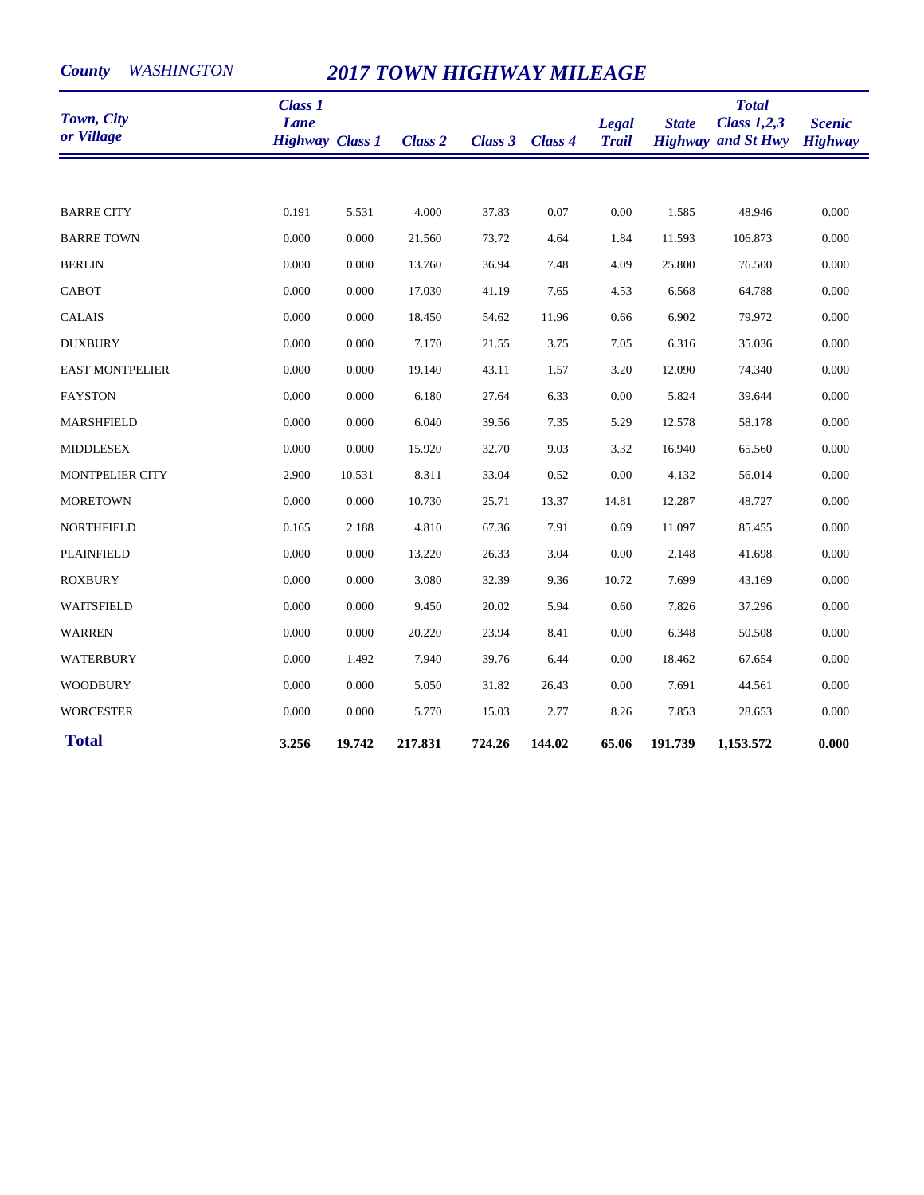**County** *WASHINGTON*

# *2017 TOWN HIGHWAY MILEAGE*

| Town, City or Village | Class 1 Lane Highway | Class 1 | Class 2 | Class 3 | Class 4 | Legal Trail | State Highway | Total Class 1,2,3 and St Hwy | Scenic Highway |
|---|---|---|---|---|---|---|---|---|---|
| BARRE CITY | 0.191 | 5.531 | 4.000 | 37.83 | 0.07 | 0.00 | 1.585 | 48.946 | 0.000 |
| BARRE TOWN | 0.000 | 0.000 | 21.560 | 73.72 | 4.64 | 1.84 | 11.593 | 106.873 | 0.000 |
| BERLIN | 0.000 | 0.000 | 13.760 | 36.94 | 7.48 | 4.09 | 25.800 | 76.500 | 0.000 |
| CABOT | 0.000 | 0.000 | 17.030 | 41.19 | 7.65 | 4.53 | 6.568 | 64.788 | 0.000 |
| CALAIS | 0.000 | 0.000 | 18.450 | 54.62 | 11.96 | 0.66 | 6.902 | 79.972 | 0.000 |
| DUXBURY | 0.000 | 0.000 | 7.170 | 21.55 | 3.75 | 7.05 | 6.316 | 35.036 | 0.000 |
| EAST MONTPELIER | 0.000 | 0.000 | 19.140 | 43.11 | 1.57 | 3.20 | 12.090 | 74.340 | 0.000 |
| FAYSTON | 0.000 | 0.000 | 6.180 | 27.64 | 6.33 | 0.00 | 5.824 | 39.644 | 0.000 |
| MARSHFIELD | 0.000 | 0.000 | 6.040 | 39.56 | 7.35 | 5.29 | 12.578 | 58.178 | 0.000 |
| MIDDLESEX | 0.000 | 0.000 | 15.920 | 32.70 | 9.03 | 3.32 | 16.940 | 65.560 | 0.000 |
| MONTPELIER CITY | 2.900 | 10.531 | 8.311 | 33.04 | 0.52 | 0.00 | 4.132 | 56.014 | 0.000 |
| MORETOWN | 0.000 | 0.000 | 10.730 | 25.71 | 13.37 | 14.81 | 12.287 | 48.727 | 0.000 |
| NORTHFIELD | 0.165 | 2.188 | 4.810 | 67.36 | 7.91 | 0.69 | 11.097 | 85.455 | 0.000 |
| PLAINFIELD | 0.000 | 0.000 | 13.220 | 26.33 | 3.04 | 0.00 | 2.148 | 41.698 | 0.000 |
| ROXBURY | 0.000 | 0.000 | 3.080 | 32.39 | 9.36 | 10.72 | 7.699 | 43.169 | 0.000 |
| WAITSFIELD | 0.000 | 0.000 | 9.450 | 20.02 | 5.94 | 0.60 | 7.826 | 37.296 | 0.000 |
| WARREN | 0.000 | 0.000 | 20.220 | 23.94 | 8.41 | 0.00 | 6.348 | 50.508 | 0.000 |
| WATERBURY | 0.000 | 1.492 | 7.940 | 39.76 | 6.44 | 0.00 | 18.462 | 67.654 | 0.000 |
| WOODBURY | 0.000 | 0.000 | 5.050 | 31.82 | 26.43 | 0.00 | 7.691 | 44.561 | 0.000 |
| WORCESTER | 0.000 | 0.000 | 5.770 | 15.03 | 2.77 | 8.26 | 7.853 | 28.653 | 0.000 |
| **Total** | **3.256** | **19.742** | **217.831** | **724.26** | **144.02** | **65.06** | **191.739** | **1,153.572** | **0.000** |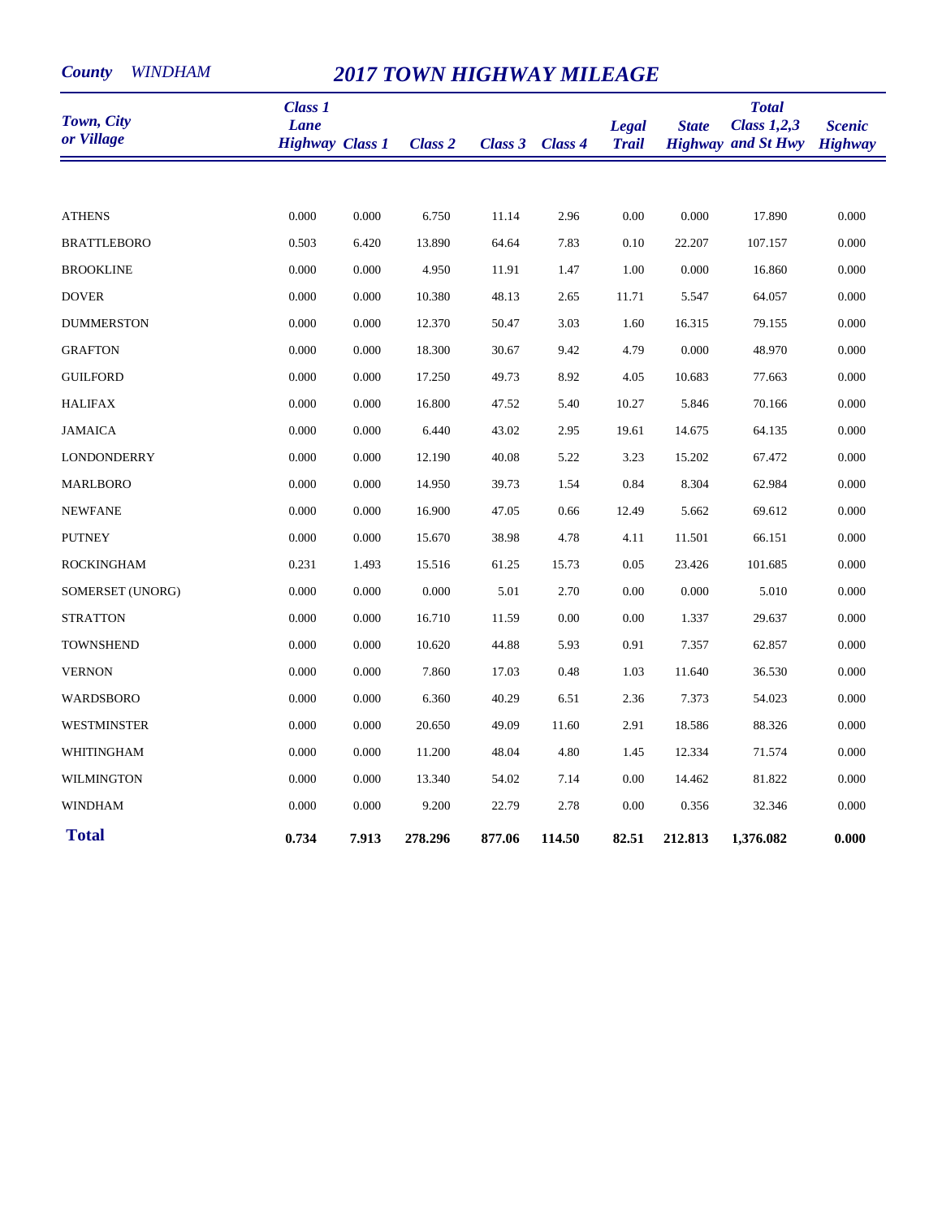*County* *WINDHAM*

# *2017 TOWN HIGHWAY MILEAGE*

| *Town, City or Village* | *Class 1 Lane Highway* | *Class 1* | *Class 2* | *Class 3* | *Class 4* | *Legal Trail* | *State Highway* | *Total Class 1,2,3 and St Hwy* | *Scenic Highway* |
|---|---|---|---|---|---|---|---|---|---|
| ATHENS | 0.000 | 0.000 | 6.750 | 11.14 | 2.96 | 0.00 | 0.000 | 17.890 | 0.000 |
| BRATTLEBORO | 0.503 | 6.420 | 13.890 | 64.64 | 7.83 | 0.10 | 22.207 | 107.157 | 0.000 |
| BROOKLINE | 0.000 | 0.000 | 4.950 | 11.91 | 1.47 | 1.00 | 0.000 | 16.860 | 0.000 |
| DOVER | 0.000 | 0.000 | 10.380 | 48.13 | 2.65 | 11.71 | 5.547 | 64.057 | 0.000 |
| DUMMERSTON | 0.000 | 0.000 | 12.370 | 50.47 | 3.03 | 1.60 | 16.315 | 79.155 | 0.000 |
| GRAFTON | 0.000 | 0.000 | 18.300 | 30.67 | 9.42 | 4.79 | 0.000 | 48.970 | 0.000 |
| GUILFORD | 0.000 | 0.000 | 17.250 | 49.73 | 8.92 | 4.05 | 10.683 | 77.663 | 0.000 |
| HALIFAX | 0.000 | 0.000 | 16.800 | 47.52 | 5.40 | 10.27 | 5.846 | 70.166 | 0.000 |
| JAMAICA | 0.000 | 0.000 | 6.440 | 43.02 | 2.95 | 19.61 | 14.675 | 64.135 | 0.000 |
| LONDONDERRY | 0.000 | 0.000 | 12.190 | 40.08 | 5.22 | 3.23 | 15.202 | 67.472 | 0.000 |
| MARLBORO | 0.000 | 0.000 | 14.950 | 39.73 | 1.54 | 0.84 | 8.304 | 62.984 | 0.000 |
| NEWFANE | 0.000 | 0.000 | 16.900 | 47.05 | 0.66 | 12.49 | 5.662 | 69.612 | 0.000 |
| PUTNEY | 0.000 | 0.000 | 15.670 | 38.98 | 4.78 | 4.11 | 11.501 | 66.151 | 0.000 |
| ROCKINGHAM | 0.231 | 1.493 | 15.516 | 61.25 | 15.73 | 0.05 | 23.426 | 101.685 | 0.000 |
| SOMERSET (UNORG) | 0.000 | 0.000 | 0.000 | 5.01 | 2.70 | 0.00 | 0.000 | 5.010 | 0.000 |
| STRATTON | 0.000 | 0.000 | 16.710 | 11.59 | 0.00 | 0.00 | 1.337 | 29.637 | 0.000 |
| TOWNSHEND | 0.000 | 0.000 | 10.620 | 44.88 | 5.93 | 0.91 | 7.357 | 62.857 | 0.000 |
| VERNON | 0.000 | 0.000 | 7.860 | 17.03 | 0.48 | 1.03 | 11.640 | 36.530 | 0.000 |
| WARDSBORO | 0.000 | 0.000 | 6.360 | 40.29 | 6.51 | 2.36 | 7.373 | 54.023 | 0.000 |
| WESTMINSTER | 0.000 | 0.000 | 20.650 | 49.09 | 11.60 | 2.91 | 18.586 | 88.326 | 0.000 |
| WHITINGHAM | 0.000 | 0.000 | 11.200 | 48.04 | 4.80 | 1.45 | 12.334 | 71.574 | 0.000 |
| WILMINGTON | 0.000 | 0.000 | 13.340 | 54.02 | 7.14 | 0.00 | 14.462 | 81.822 | 0.000 |
| WINDHAM | 0.000 | 0.000 | 9.200 | 22.79 | 2.78 | 0.00 | 0.356 | 32.346 | 0.000 |
| **Total** | **0.734** | **7.913** | **278.296** | **877.06** | **114.50** | **82.51** | **212.813** | **1,376.082** | **0.000** |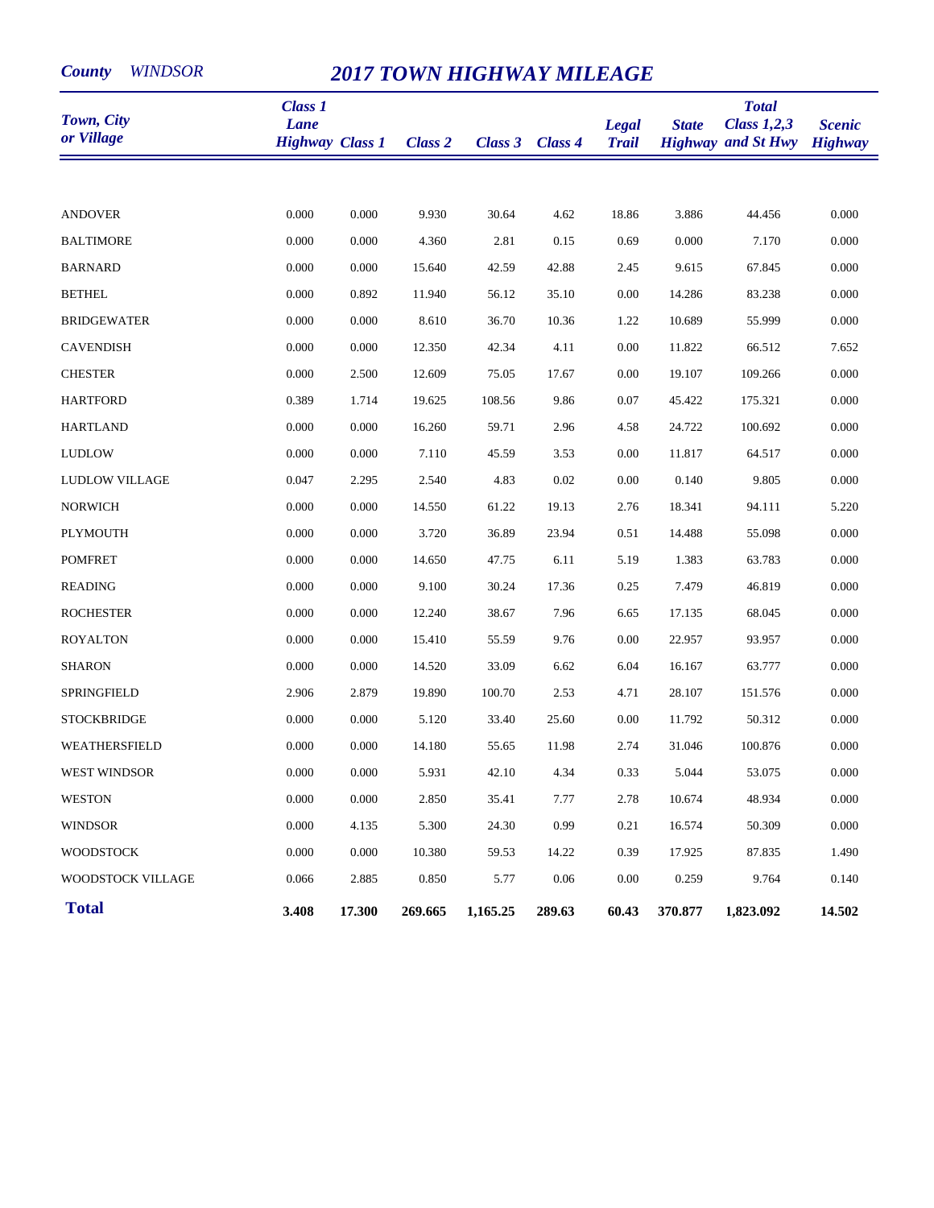**County** *WINDSOR*

# *2017 TOWN HIGHWAY MILEAGE*

| Town, City or Village | Class 1 Lane Highway | Class 1 | Class 2 | Class 3 | Class 4 | Legal Trail | State Highway | Total Class 1,2,3 and St Hwy | Scenic Highway |
|---|---|---|---|---|---|---|---|---|---|
| ANDOVER | 0.000 | 0.000 | 9.930 | 30.64 | 4.62 | 18.86 | 3.886 | 44.456 | 0.000 |
| BALTIMORE | 0.000 | 0.000 | 4.360 | 2.81 | 0.15 | 0.69 | 0.000 | 7.170 | 0.000 |
| BARNARD | 0.000 | 0.000 | 15.640 | 42.59 | 42.88 | 2.45 | 9.615 | 67.845 | 0.000 |
| BETHEL | 0.000 | 0.892 | 11.940 | 56.12 | 35.10 | 0.00 | 14.286 | 83.238 | 0.000 |
| BRIDGEWATER | 0.000 | 0.000 | 8.610 | 36.70 | 10.36 | 1.22 | 10.689 | 55.999 | 0.000 |
| CAVENDISH | 0.000 | 0.000 | 12.350 | 42.34 | 4.11 | 0.00 | 11.822 | 66.512 | 7.652 |
| CHESTER | 0.000 | 2.500 | 12.609 | 75.05 | 17.67 | 0.00 | 19.107 | 109.266 | 0.000 |
| HARTFORD | 0.389 | 1.714 | 19.625 | 108.56 | 9.86 | 0.07 | 45.422 | 175.321 | 0.000 |
| HARTLAND | 0.000 | 0.000 | 16.260 | 59.71 | 2.96 | 4.58 | 24.722 | 100.692 | 0.000 |
| LUDLOW | 0.000 | 0.000 | 7.110 | 45.59 | 3.53 | 0.00 | 11.817 | 64.517 | 0.000 |
| LUDLOW VILLAGE | 0.047 | 2.295 | 2.540 | 4.83 | 0.02 | 0.00 | 0.140 | 9.805 | 0.000 |
| NORWICH | 0.000 | 0.000 | 14.550 | 61.22 | 19.13 | 2.76 | 18.341 | 94.111 | 5.220 |
| PLYMOUTH | 0.000 | 0.000 | 3.720 | 36.89 | 23.94 | 0.51 | 14.488 | 55.098 | 0.000 |
| POMFRET | 0.000 | 0.000 | 14.650 | 47.75 | 6.11 | 5.19 | 1.383 | 63.783 | 0.000 |
| READING | 0.000 | 0.000 | 9.100 | 30.24 | 17.36 | 0.25 | 7.479 | 46.819 | 0.000 |
| ROCHESTER | 0.000 | 0.000 | 12.240 | 38.67 | 7.96 | 6.65 | 17.135 | 68.045 | 0.000 |
| ROYALTON | 0.000 | 0.000 | 15.410 | 55.59 | 9.76 | 0.00 | 22.957 | 93.957 | 0.000 |
| SHARON | 0.000 | 0.000 | 14.520 | 33.09 | 6.62 | 6.04 | 16.167 | 63.777 | 0.000 |
| SPRINGFIELD | 2.906 | 2.879 | 19.890 | 100.70 | 2.53 | 4.71 | 28.107 | 151.576 | 0.000 |
| STOCKBRIDGE | 0.000 | 0.000 | 5.120 | 33.40 | 25.60 | 0.00 | 11.792 | 50.312 | 0.000 |
| WEATHERSFIELD | 0.000 | 0.000 | 14.180 | 55.65 | 11.98 | 2.74 | 31.046 | 100.876 | 0.000 |
| WEST WINDSOR | 0.000 | 0.000 | 5.931 | 42.10 | 4.34 | 0.33 | 5.044 | 53.075 | 0.000 |
| WESTON | 0.000 | 0.000 | 2.850 | 35.41 | 7.77 | 2.78 | 10.674 | 48.934 | 0.000 |
| WINDSOR | 0.000 | 4.135 | 5.300 | 24.30 | 0.99 | 0.21 | 16.574 | 50.309 | 0.000 |
| WOODSTOCK | 0.000 | 0.000 | 10.380 | 59.53 | 14.22 | 0.39 | 17.925 | 87.835 | 1.490 |
| WOODSTOCK VILLAGE | 0.066 | 2.885 | 0.850 | 5.77 | 0.06 | 0.00 | 0.259 | 9.764 | 0.140 |
| **Total** | **3.408** | **17.300** | **269.665** | **1,165.25** | **289.63** | **60.43** | **370.877** | **1,823.092** | **14.502** |